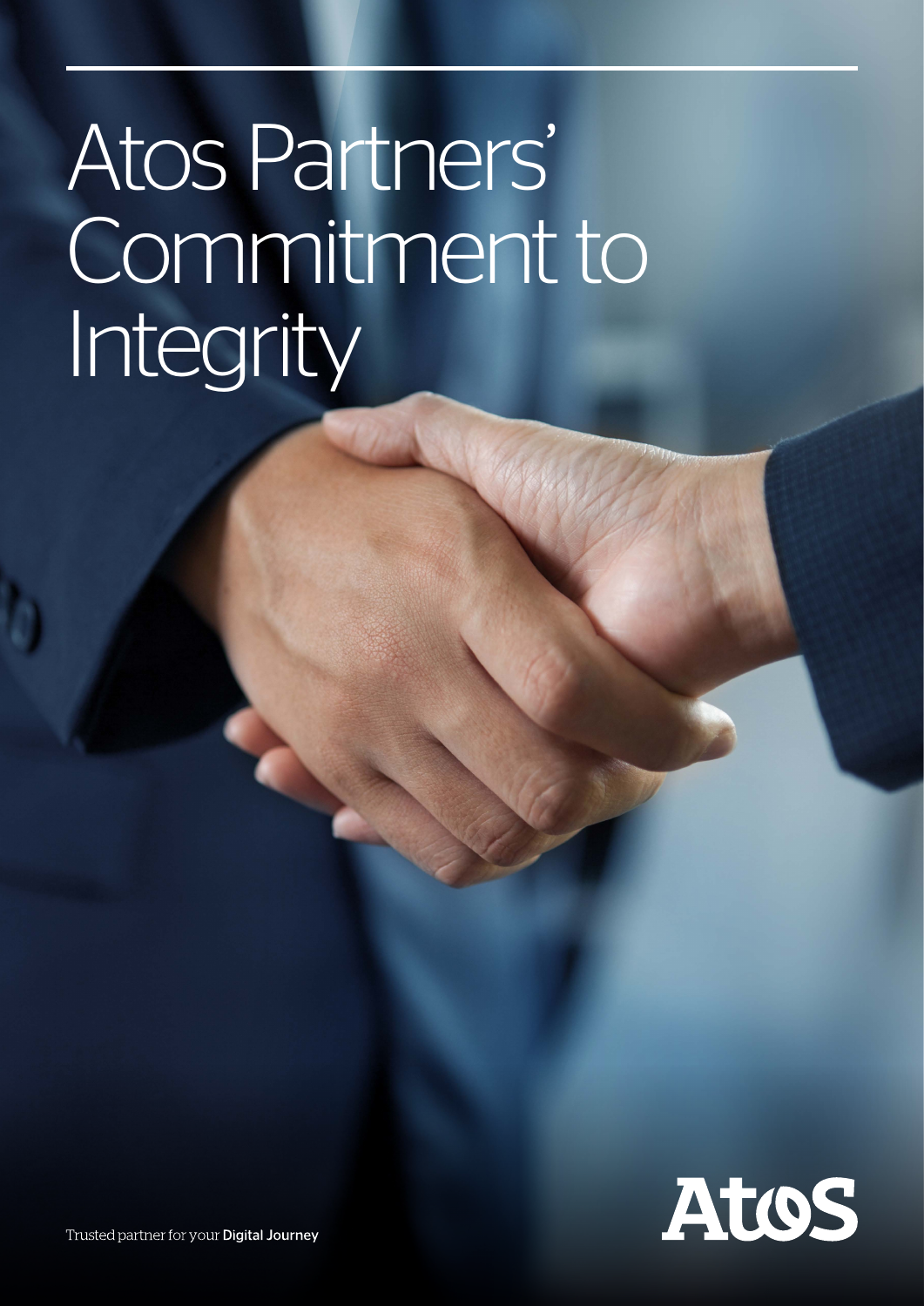# Atos Partners' Commitment to Integrity

Atos

Trusted partner for your **Digital Journey**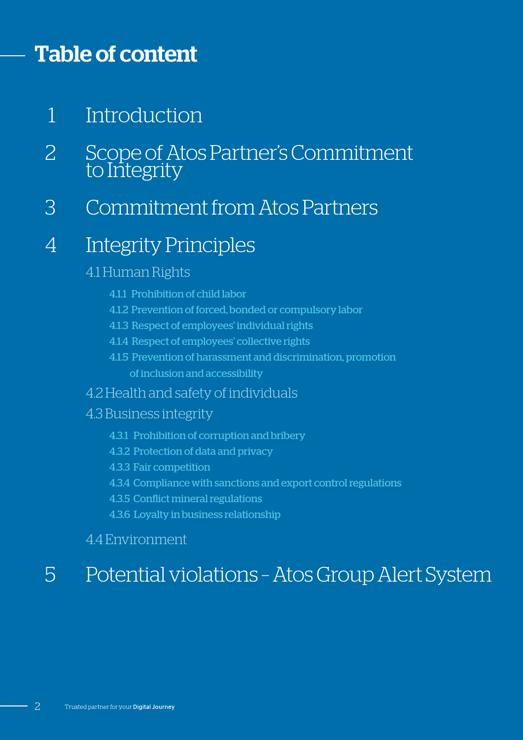# Table of content

1 Introduction

2 Scope of Atos Partner's Commitment to Integrity

3 Commitment from Atos Partners

4 Integrity Principles

- 4.1 Human Rights
  - 4.1.1 Prohibition of child labor
  - 4.1.2 Prevention of forced, bonded or compulsory labor
  - 4.1.3 Respect of employees' individual rights
  - 4.1.4 Respect of employees' collective rights
  - 4.1.5 Prevention of harassment and discrimination, promotion of inclusion and accessibility
- 4.2 Health and safety of individuals
- 4.3 Business integrity
  - 4.3.1 Prohibition of corruption and bribery
  - 4.3.2 Protection of data and privacy
  - 4.3.3 Fair competition
  - 4.3.4 Compliance with sanctions and export control regulations
  - 4.3.5 Conflict mineral regulations
  - 4.3.6 Loyalty in business relationship
- 4.4 Environment

5 Potential violations – Atos Group Alert System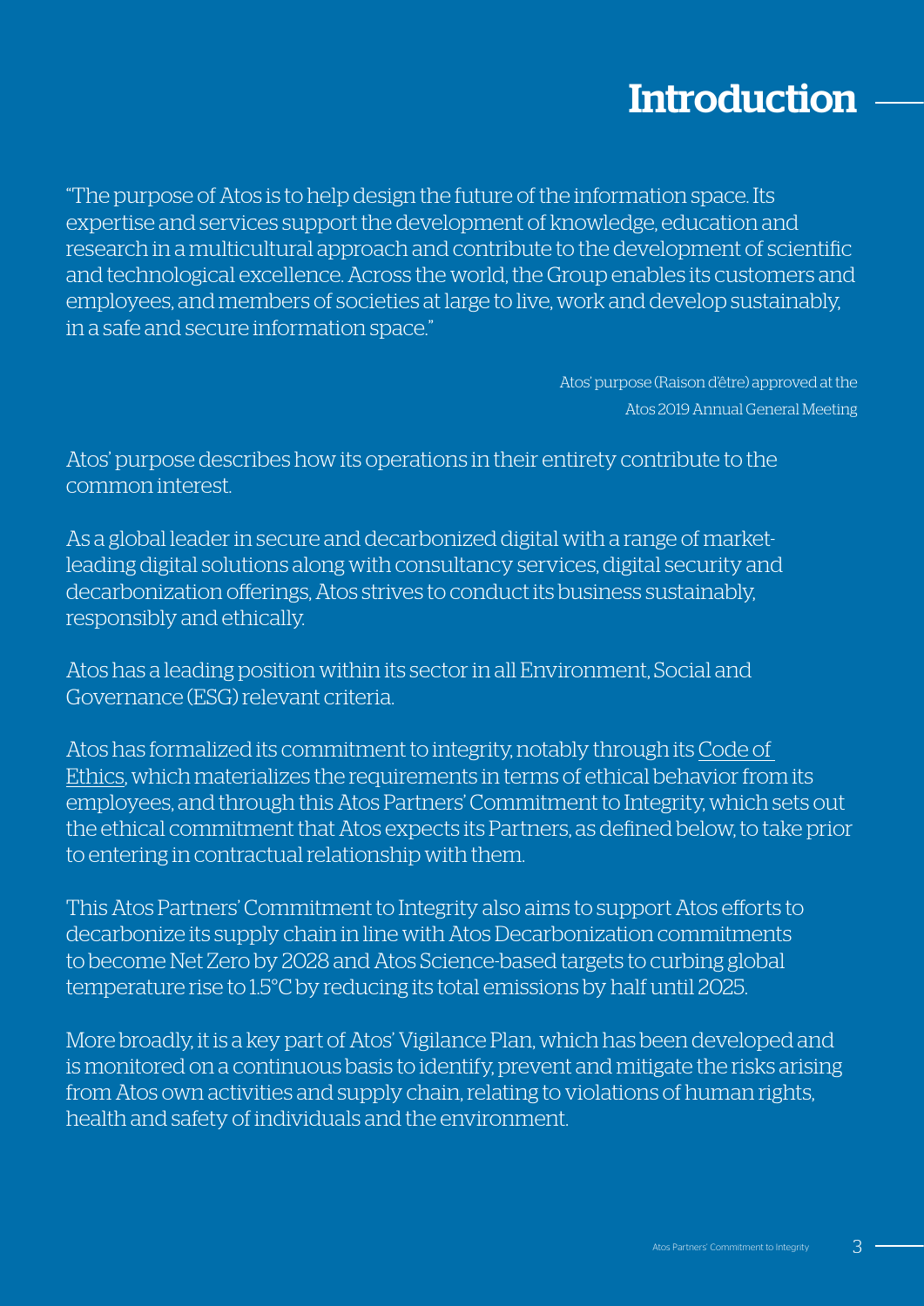# Introduction

"The purpose of Atos is to help design the future of the information space. Its expertise and services support the development of knowledge, education and research in a multicultural approach and contribute to the development of scientific and technological excellence. Across the world, the Group enables its customers and employees, and members of societies at large to live, work and develop sustainably, in a safe and secure information space."

Atos' purpose (Raison d'être) approved at the Atos 2019 Annual General Meeting

Atos' purpose describes how its operations in their entirety contribute to the common interest.

As a global leader in secure and decarbonized digital with a range of market-leading digital solutions along with consultancy services, digital security and decarbonization offerings, Atos strives to conduct its business sustainably, responsibly and ethically.

Atos has a leading position within its sector in all Environment, Social and Governance (ESG) relevant criteria.

Atos has formalized its commitment to integrity, notably through its Code of Ethics, which materializes the requirements in terms of ethical behavior from its employees, and through this Atos Partners' Commitment to Integrity, which sets out the ethical commitment that Atos expects its Partners, as defined below, to take prior to entering in contractual relationship with them.

This Atos Partners' Commitment to Integrity also aims to support Atos efforts to decarbonize its supply chain in line with Atos Decarbonization commitments to become Net Zero by 2028 and Atos Science-based targets to curbing global temperature rise to 1.5°C by reducing its total emissions by half until 2025.

More broadly, it is a key part of Atos' Vigilance Plan, which has been developed and is monitored on a continuous basis to identify, prevent and mitigate the risks arising from Atos own activities and supply chain, relating to violations of human rights, health and safety of individuals and the environment.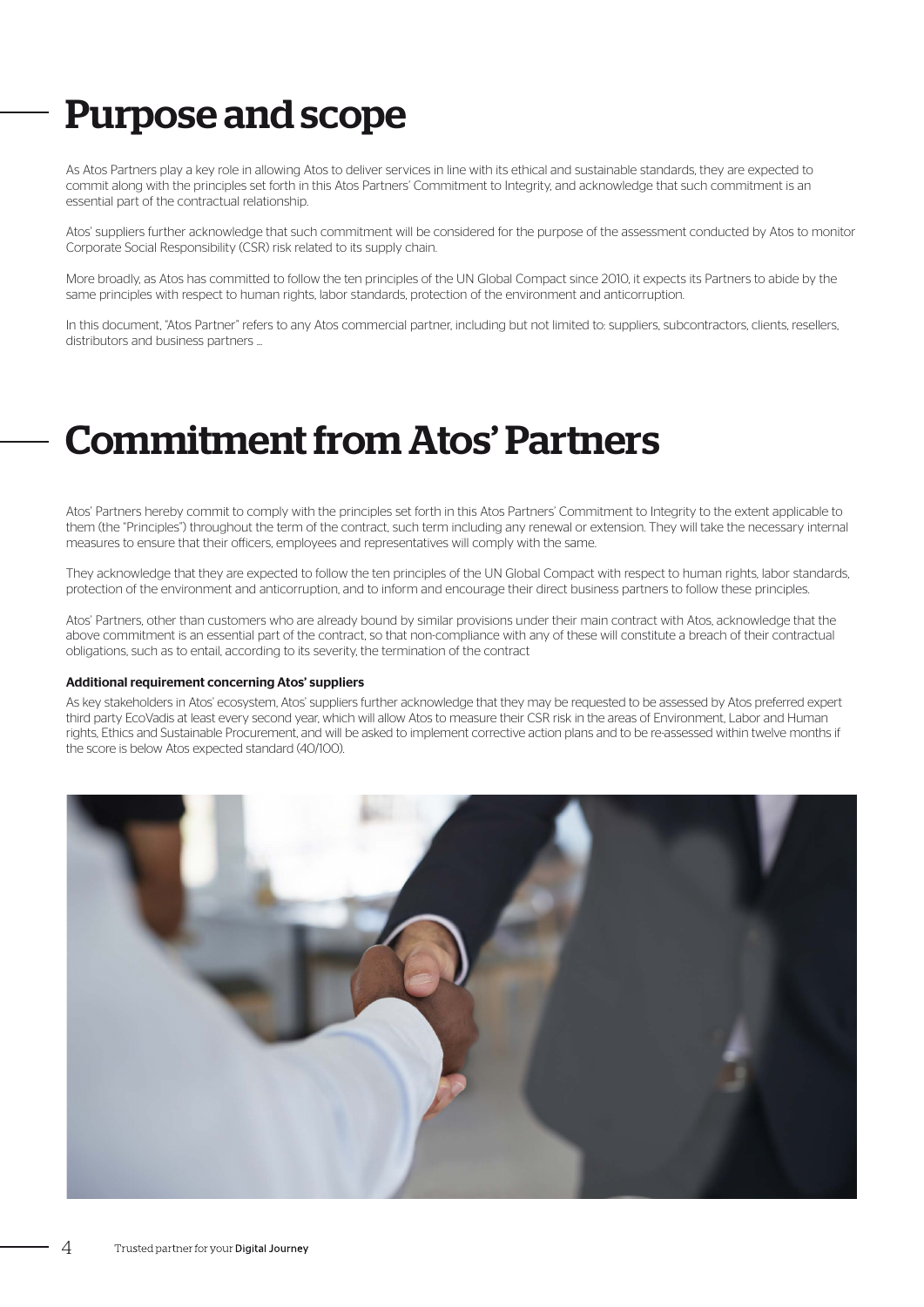# Purpose and scope

As Atos Partners play a key role in allowing Atos to deliver services in line with its ethical and sustainable standards, they are expected to commit along with the principles set forth in this Atos Partners' Commitment to Integrity, and acknowledge that such commitment is an essential part of the contractual relationship.

Atos' suppliers further acknowledge that such commitment will be considered for the purpose of the assessment conducted by Atos to monitor Corporate Social Responsibility (CSR) risk related to its supply chain.

More broadly, as Atos has committed to follow the ten principles of the UN Global Compact since 2010, it expects its Partners to abide by the same principles with respect to human rights, labor standards, protection of the environment and anticorruption.

In this document, "Atos Partner" refers to any Atos commercial partner, including but not limited to: suppliers, subcontractors, clients, resellers, distributors and business partners …

# Commitment from Atos' Partners

Atos' Partners hereby commit to comply with the principles set forth in this Atos Partners' Commitment to Integrity to the extent applicable to them (the "Principles") throughout the term of the contract, such term including any renewal or extension. They will take the necessary internal measures to ensure that their officers, employees and representatives will comply with the same.

They acknowledge that they are expected to follow the ten principles of the UN Global Compact with respect to human rights, labor standards, protection of the environment and anticorruption, and to inform and encourage their direct business partners to follow these principles.

Atos' Partners, other than customers who are already bound by similar provisions under their main contract with Atos, acknowledge that the above commitment is an essential part of the contract, so that non-compliance with any of these will constitute a breach of their contractual obligations, such as to entail, according to its severity, the termination of the contract

**Additional requirement concerning Atos' suppliers**

As key stakeholders in Atos' ecosystem, Atos' suppliers further acknowledge that they may be requested to be assessed by Atos preferred expert third party EcoVadis at least every second year, which will allow Atos to measure their CSR risk in the areas of Environment, Labor and Human rights, Ethics and Sustainable Procurement, and will be asked to implement corrective action plans and to be re-assessed within twelve months if the score is below Atos expected standard (40/100).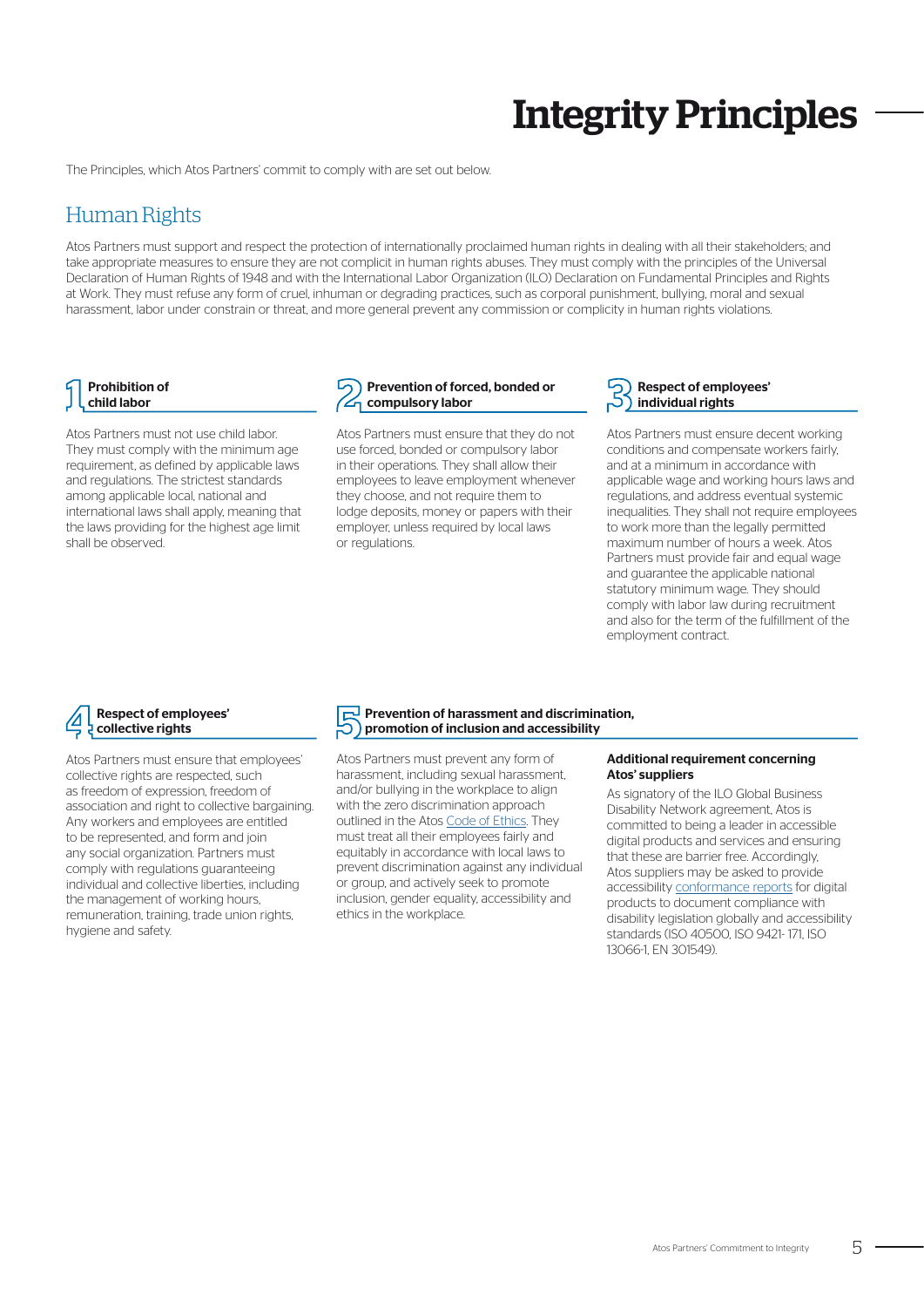# Integrity Principles

The Principles, which Atos Partners' commit to comply with are set out below.

## Human Rights

Atos Partners must support and respect the protection of internationally proclaimed human rights in dealing with all their stakeholders; and take appropriate measures to ensure they are not complicit in human rights abuses. They must comply with the principles of the Universal Declaration of Human Rights of 1948 and with the International Labor Organization (ILO) Declaration on Fundamental Principles and Rights at Work. They must refuse any form of cruel, inhuman or degrading practices, such as corporal punishment, bullying, moral and sexual harassment, labor under constrain or threat, and more general prevent any commission or complicity in human rights violations.

### 1 Prohibition of child labor

Atos Partners must not use child labor. They must comply with the minimum age requirement, as defined by applicable laws and regulations. The strictest standards among applicable local, national and international laws shall apply, meaning that the laws providing for the highest age limit shall be observed.

### 2 Prevention of forced, bonded or compulsory labor

Atos Partners must ensure that they do not use forced, bonded or compulsory labor in their operations. They shall allow their employees to leave employment whenever they choose, and not require them to lodge deposits, money or papers with their employer, unless required by local laws or regulations.

### 3 Respect of employees' individual rights

Atos Partners must ensure decent working conditions and compensate workers fairly, and at a minimum in accordance with applicable wage and working hours laws and regulations, and address eventual systemic inequalities. They shall not require employees to work more than the legally permitted maximum number of hours a week. Atos Partners must provide fair and equal wage and guarantee the applicable national statutory minimum wage. They should comply with labor law during recruitment and also for the term of the fulfillment of the employment contract.

### 4 Respect of employees' collective rights

Atos Partners must ensure that employees' collective rights are respected, such as freedom of expression, freedom of association and right to collective bargaining. Any workers and employees are entitled to be represented, and form and join any social organization. Partners must comply with regulations guaranteeing individual and collective liberties, including the management of working hours, remuneration, training, trade union rights, hygiene and safety.

### 5 Prevention of harassment and discrimination, promotion of inclusion and accessibility

Atos Partners must prevent any form of harassment, including sexual harassment, and/or bullying in the workplace to align with the zero discrimination approach outlined in the Atos Code of Ethics. They must treat all their employees fairly and equitably in accordance with local laws to prevent discrimination against any individual or group, and actively seek to promote inclusion, gender equality, accessibility and ethics in the workplace.

**Additional requirement concerning Atos' suppliers**

As signatory of the ILO Global Business Disability Network agreement, Atos is committed to being a leader in accessible digital products and services and ensuring that these are barrier free. Accordingly, Atos suppliers may be asked to provide accessibility conformance reports for digital products to document compliance with disability legislation globally and accessibility standards (ISO 40500, ISO 9421- 171, ISO 13066-1, EN 301549).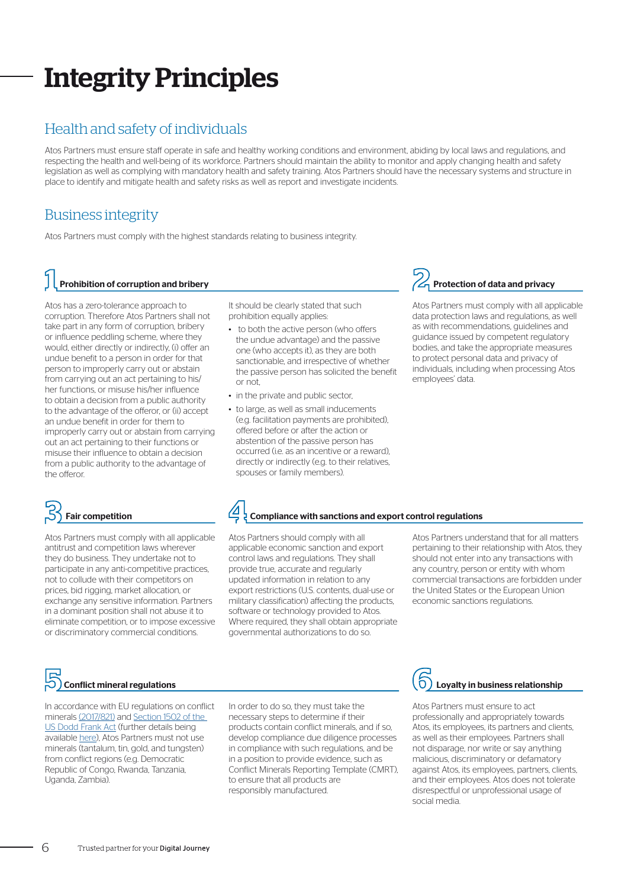# Integrity Principles

## Health and safety of individuals

Atos Partners must ensure staff operate in safe and healthy working conditions and environment, abiding by local laws and regulations, and respecting the health and well-being of its workforce. Partners should maintain the ability to monitor and apply changing health and safety legislation as well as complying with mandatory health and safety training. Atos Partners should have the necessary systems and structure in place to identify and mitigate health and safety risks as well as report and investigate incidents.

## Business integrity

Atos Partners must comply with the highest standards relating to business integrity.

### 1 Prohibition of corruption and bribery

Atos has a zero-tolerance approach to corruption. Therefore Atos Partners shall not take part in any form of corruption, bribery or influence peddling scheme, where they would, either directly or indirectly, (i) offer an undue benefit to a person in order for that person to improperly carry out or abstain from carrying out an act pertaining to his/her functions, or misuse his/her influence to obtain a decision from a public authority to the advantage of the offeror, or (ii) accept an undue benefit in order for them to improperly carry out or abstain from carrying out an act pertaining to their functions or misuse their influence to obtain a decision from a public authority to the advantage of the offeror.

It should be clearly stated that such prohibition equally applies:

- to both the active person (who offers the undue advantage) and the passive one (who accepts it), as they are both sanctionable, and irrespective of whether the passive person has solicited the benefit or not,
- in the private and public sector,
- to large, as well as small inducements (e.g. facilitation payments are prohibited), offered before or after the action or abstention of the passive person has occurred (i.e. as an incentive or a reward), directly or indirectly (e.g. to their relatives, spouses or family members).

### 2 Protection of data and privacy

Atos Partners must comply with all applicable data protection laws and regulations, as well as with recommendations, guidelines and guidance issued by competent regulatory bodies, and take the appropriate measures to protect personal data and privacy of individuals, including when processing Atos employees' data.

### 3 Fair competition

Atos Partners must comply with all applicable antitrust and competition laws wherever they do business. They undertake not to participate in any anti-competitive practices, not to collude with their competitors on prices, bid rigging, market allocation, or exchange any sensitive information. Partners in a dominant position shall not abuse it to eliminate competition, or to impose excessive or discriminatory commercial conditions.

### 4 Compliance with sanctions and export control regulations

Atos Partners should comply with all applicable economic sanction and export control laws and regulations. They shall provide true, accurate and regularly updated information in relation to any export restrictions (U.S. contents, dual-use or military classification) affecting the products, software or technology provided to Atos. Where required, they shall obtain appropriate governmental authorizations to do so.

Atos Partners understand that for all matters pertaining to their relationship with Atos, they should not enter into any transactions with any country, person or entity with whom commercial transactions are forbidden under the United States or the European Union economic sanctions regulations.

### 5 Conflict mineral regulations

In accordance with EU regulations on conflict minerals (2017/821) and Section 1502 of the US Dodd Frank Act (further details being available here), Atos Partners must not use minerals (tantalum, tin, gold, and tungsten) from conflict regions (e.g. Democratic Republic of Congo, Rwanda, Tanzania, Uganda, Zambia).

In order to do so, they must take the necessary steps to determine if their products contain conflict minerals, and if so, develop compliance due diligence processes in compliance with such regulations, and be in a position to provide evidence, such as Conflict Minerals Reporting Template (CMRT), to ensure that all products are responsibly manufactured.

### 6 Loyalty in business relationship

Atos Partners must ensure to act professionally and appropriately towards Atos, its employees, its partners and clients, as well as their employees. Partners shall not disparage, nor write or say anything malicious, discriminatory or defamatory against Atos, its employees, partners, clients, and their employees. Atos does not tolerate disrespectful or unprofessional usage of social media.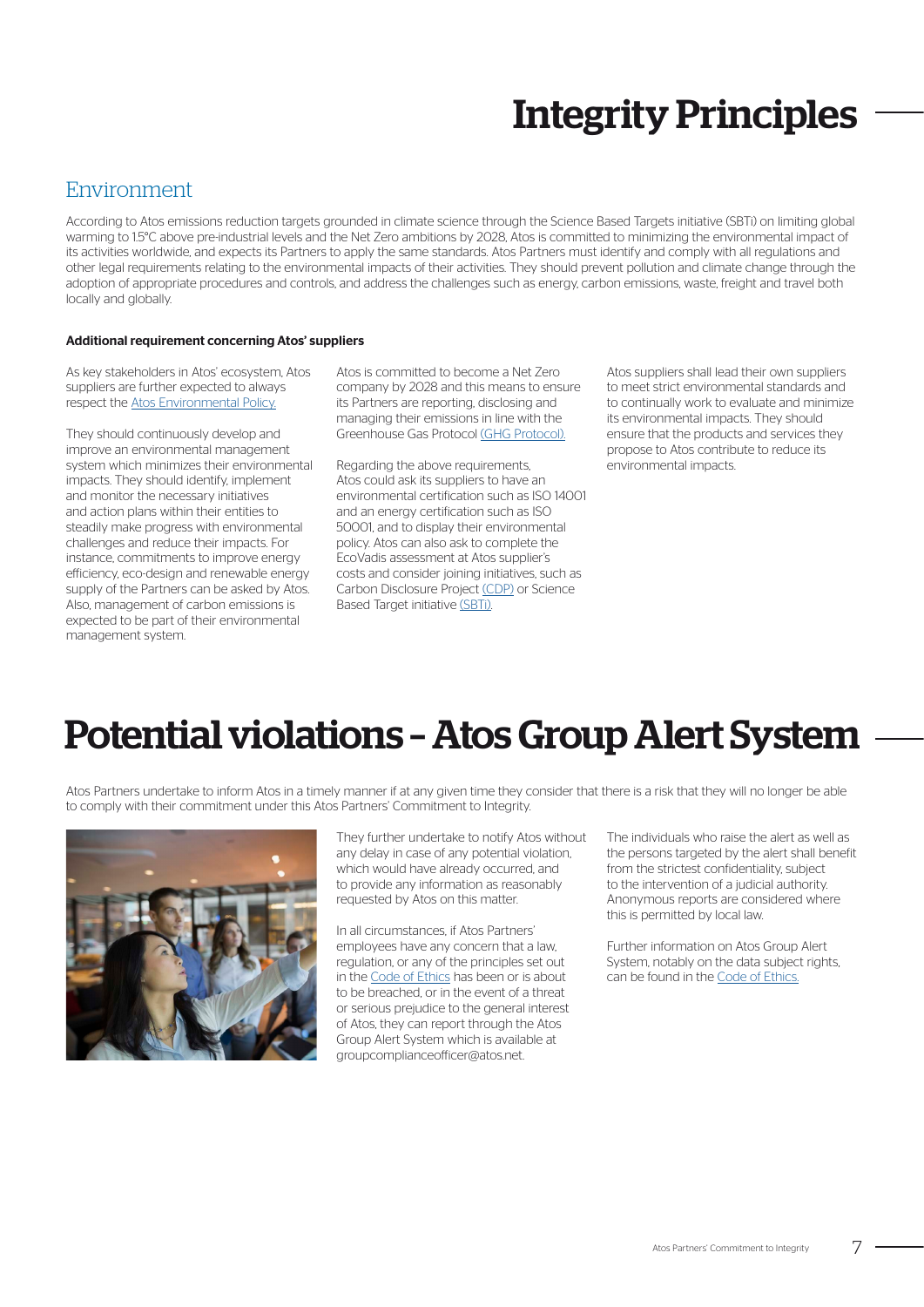# Integrity Principles

## Environment

According to Atos emissions reduction targets grounded in climate science through the Science Based Targets initiative (SBTi) on limiting global warming to 1.5°C above pre-industrial levels and the Net Zero ambitions by 2028, Atos is committed to minimizing the environmental impact of its activities worldwide, and expects its Partners to apply the same standards. Atos Partners must identify and comply with all regulations and other legal requirements relating to the environmental impacts of their activities. They should prevent pollution and climate change through the adoption of appropriate procedures and controls, and address the challenges such as energy, carbon emissions, waste, freight and travel both locally and globally.

**Additional requirement concerning Atos' suppliers**

As key stakeholders in Atos' ecosystem, Atos suppliers are further expected to always respect the Atos Environmental Policy.

They should continuously develop and improve an environmental management system which minimizes their environmental impacts. They should identify, implement and monitor the necessary initiatives and action plans within their entities to steadily make progress with environmental challenges and reduce their impacts. For instance, commitments to improve energy efficiency, eco-design and renewable energy supply of the Partners can be asked by Atos. Also, management of carbon emissions is expected to be part of their environmental management system.

Atos is committed to become a Net Zero company by 2028 and this means to ensure its Partners are reporting, disclosing and managing their emissions in line with the Greenhouse Gas Protocol (GHG Protocol).

Regarding the above requirements, Atos could ask its suppliers to have an environmental certification such as ISO 14001 and an energy certification such as ISO 50001, and to display their environmental policy. Atos can also ask to complete the EcoVadis assessment at Atos supplier's costs and consider joining initiatives, such as Carbon Disclosure Project (CDP) or Science Based Target initiative (SBTi).

Atos suppliers shall lead their own suppliers to meet strict environmental standards and to continually work to evaluate and minimize its environmental impacts. They should ensure that the products and services they propose to Atos contribute to reduce its environmental impacts.

# Potential violations – Atos Group Alert System

Atos Partners undertake to inform Atos in a timely manner if at any given time they consider that there is a risk that they will no longer be able to comply with their commitment under this Atos Partners' Commitment to Integrity.

They further undertake to notify Atos without any delay in case of any potential violation, which would have already occurred, and to provide any information as reasonably requested by Atos on this matter.

In all circumstances, if Atos Partners' employees have any concern that a law, regulation, or any of the principles set out in the Code of Ethics has been or is about to be breached, or in the event of a threat or serious prejudice to the general interest of Atos, they can report through the Atos Group Alert System which is available at groupcomplianceofficer@atos.net.

The individuals who raise the alert as well as the persons targeted by the alert shall benefit from the strictest confidentiality, subject to the intervention of a judicial authority. Anonymous reports are considered where this is permitted by local law.

Further information on Atos Group Alert System, notably on the data subject rights, can be found in the Code of Ethics.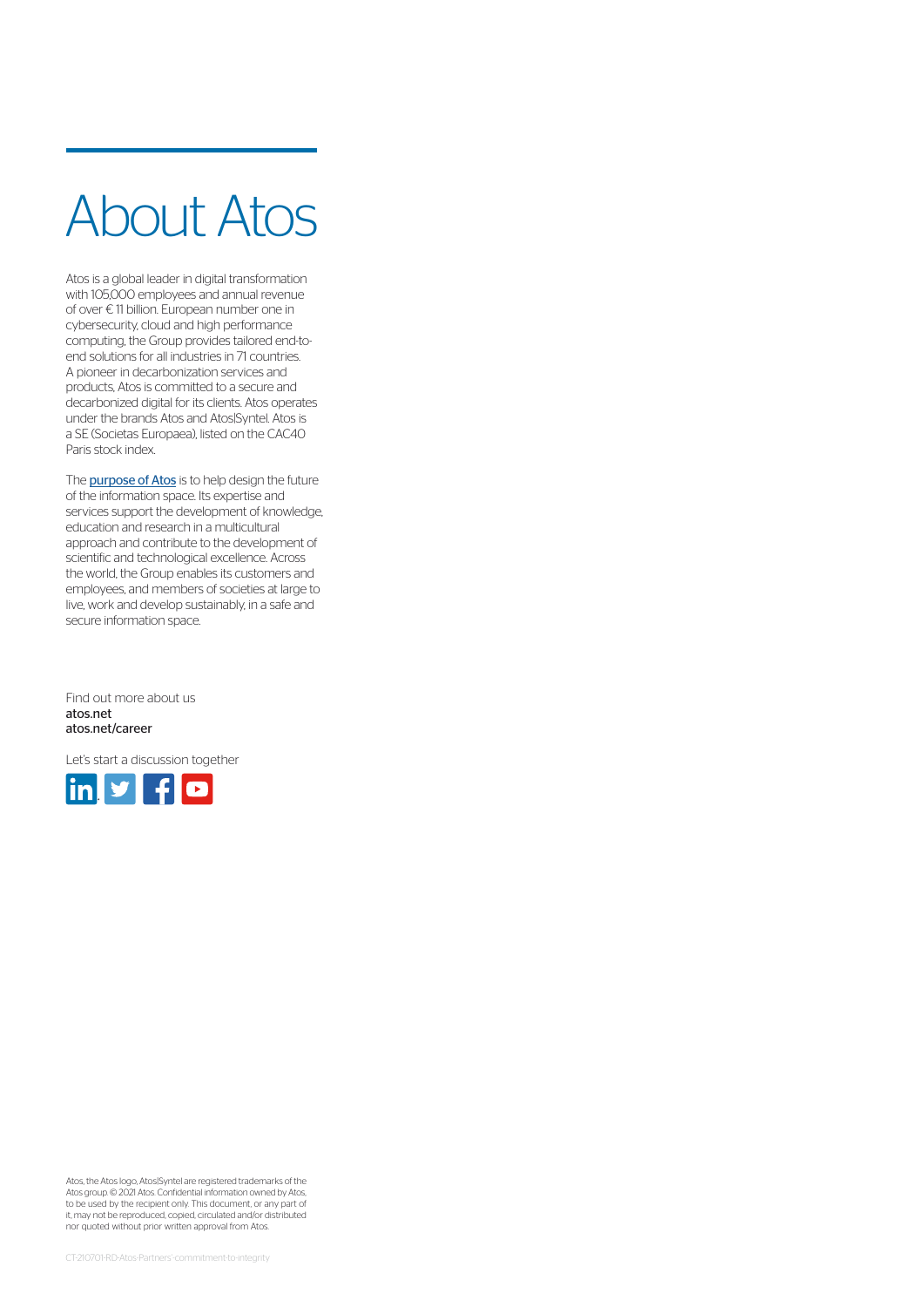# About Atos

Atos is a global leader in digital transformation with 105,000 employees and annual revenue of over € 11 billion. European number one in cybersecurity, cloud and high performance computing, the Group provides tailored end-to-end solutions for all industries in 71 countries. A pioneer in decarbonization services and products, Atos is committed to a secure and decarbonized digital for its clients. Atos operates under the brands Atos and Atos|Syntel. Atos is a SE (Societas Europaea), listed on the CAC40 Paris stock index.

The purpose of Atos is to help design the future of the information space. Its expertise and services support the development of knowledge, education and research in a multicultural approach and contribute to the development of scientific and technological excellence. Across the world, the Group enables its customers and employees, and members of societies at large to live, work and develop sustainably, in a safe and secure information space.

Find out more about us
atos.net
atos.net/career

Let's start a discussion together

Atos, the Atos logo, Atos|Syntel are registered trademarks of the Atos group. © 2021 Atos. Confidential information owned by Atos, to be used by the recipient only. This document, or any part of it, may not be reproduced, copied, circulated and/or distributed nor quoted without prior written approval from Atos.

CT-210701-RD-Atos-Partners'-commitment-to-integrity